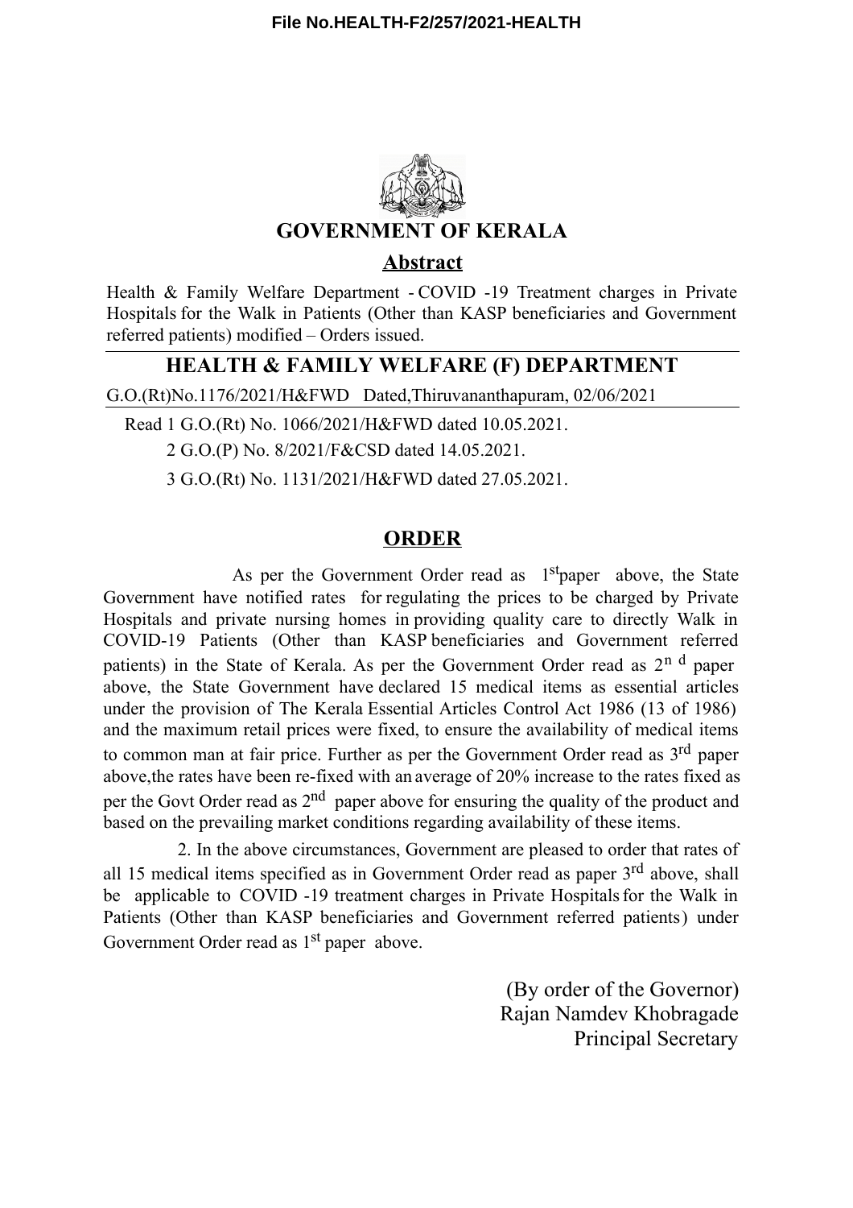File No.HEALTH-F2/257/2021-HEALTH

# GOVERNMENT OF KERALA

## Abstract

Health & Family Welfare Department - COVID -19 Treatment charges in Private Hospitals for the Walk in Patients (Other than KASP beneficiaries and Government referred patients) modified – Orders issued.

## HEALTH & FAMILY WELFARE (F) DEPARTMENT

G.O.(Rt)No.1176/2021/H&FWD Dated,Thiruvananthapuram, 02/06/2021

Read 1 G.O.(Rt) No. 1066/2021/H&FWD dated 10.05.2021.

2 G.O.(P) No. 8/2021/F&CSD dated 14.05.2021.

3 G.O.(Rt) No. 1131/2021/H&FWD dated 27.05.2021.

## ORDER

As per the Government Order read as 1st paper above, the State Government have notified rates for regulating the prices to be charged by Private Hospitals and private nursing homes in providing quality care to directly Walk in COVID-19 Patients (Other than KASP beneficiaries and Government referred patients) in the State of Kerala. As per the Government Order read as 2nd paper above, the State Government have declared 15 medical items as essential articles under the provision of The Kerala Essential Articles Control Act 1986 (13 of 1986) and the maximum retail prices were fixed, to ensure the availability of medical items to common man at fair price. Further as per the Government Order read as 3rd paper above,the rates have been re-fixed with an average of 20% increase to the rates fixed as per the Govt Order read as 2nd paper above for ensuring the quality of the product and based on the prevailing market conditions regarding availability of these items.

2. In the above circumstances, Government are pleased to order that rates of all 15 medical items specified as in Government Order read as paper 3rd above, shall be applicable to COVID -19 treatment charges in Private Hospitals for the Walk in Patients (Other than KASP beneficiaries and Government referred patients) under Government Order read as 1st paper above.

(By order of the Governor)
Rajan Namdev Khobragade
Principal Secretary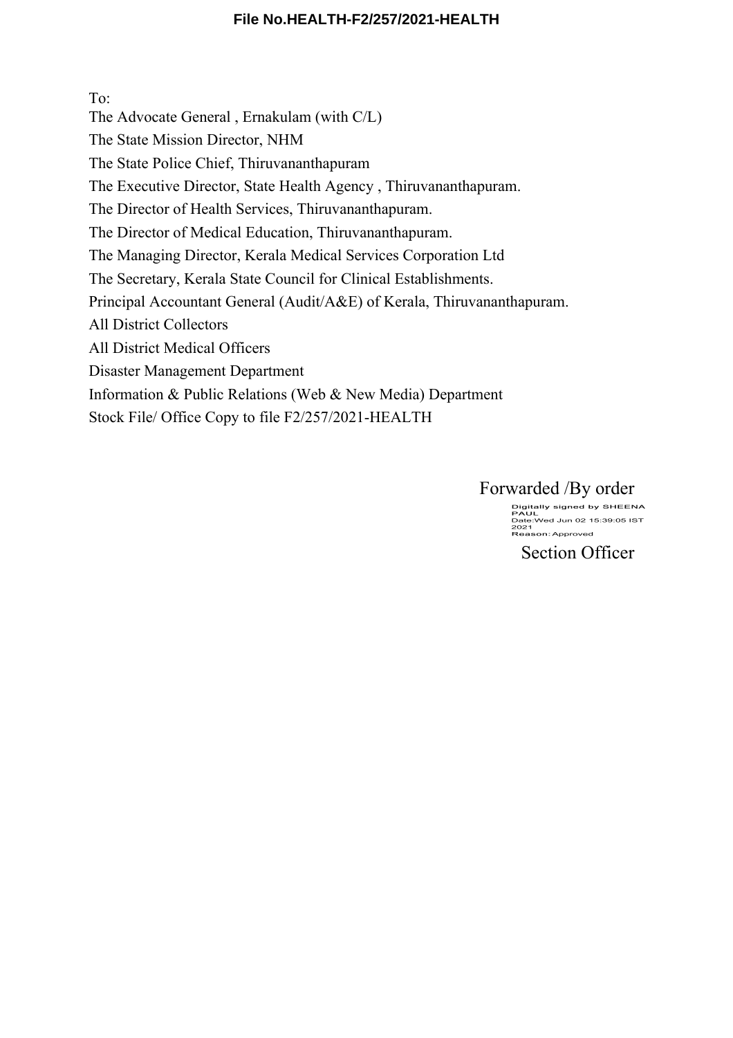To:

The Advocate General , Ernakulam (with C/L)

The State Mission Director, NHM

The State Police Chief, Thiruvananthapuram

The Executive Director, State Health Agency , Thiruvananthapuram.

The Director of Health Services, Thiruvananthapuram.

The Director of Medical Education, Thiruvananthapuram.

The Managing Director, Kerala Medical Services Corporation Ltd

The Secretary, Kerala State Council for Clinical Establishments.

Principal Accountant General (Audit/A&E) of Kerala, Thiruvananthapuram.

All District Collectors

All District Medical Officers

Disaster Management Department

Information & Public Relations (Web & New Media) Department

Stock File/ Office Copy to file F2/257/2021-HEALTH

Forwarded /By order

Digitally signed by SHEENA PAUL
Date:Wed Jun 02 15:39:05 IST 2021
Reason: Approved

Section Officer